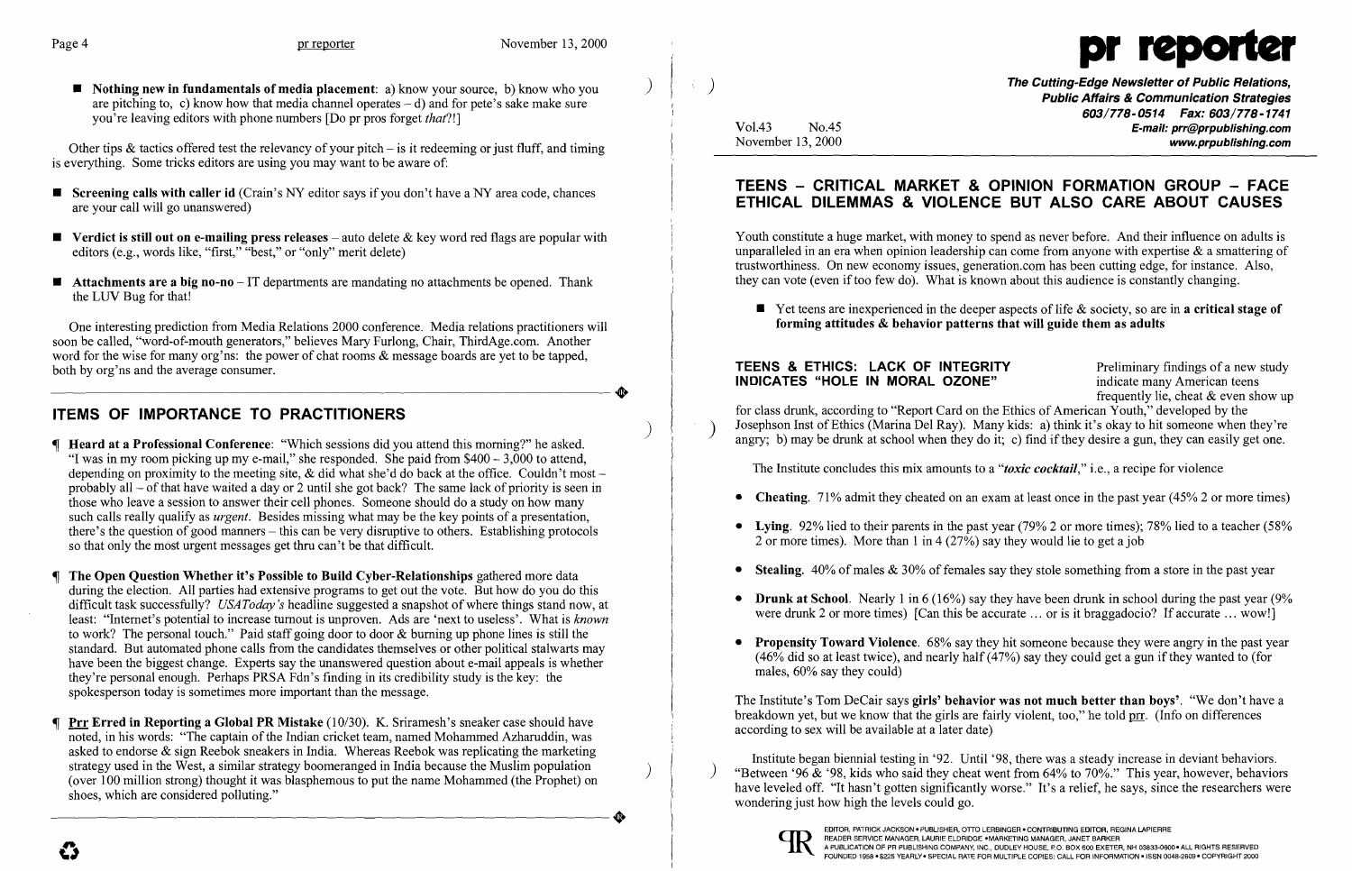■ **Nothing new in fundamentals of media placement**: a) know your source, b) know who you are pitching to, c) know how that media channel operates – d) and for pete's sake make sure you're leaving editors with phone numbers [Do pr pros forget *that*?!]

Other tips & tactics offered test the relevancy of your pitch – is it redeeming or just fluff, and timing is everything. Some tricks editors are using you may want to be aware of:

- **Screening calls with caller id** (Crain's NY editor says if you don't have a NY area code, chances are your call will go unanswered)
- **Verdict is still out on e-mailing press releases** – auto delete & key word red flags are popular with editors (e.g., words like, "first," "best," or "only" merit delete)
- **Attachments are a big no-no** – IT departments are mandating no attachments be opened. Thank the LUV Bug for that!

One interesting prediction from Media Relations 2000 conference. Media relations practitioners will soon be called, "word-of-mouth generators," believes Mary Furlong, Chair, ThirdAge.com. Another word for the wise for many org'ns: the power of chat rooms & message boards are yet to be tapped, both by org'ns and the average consumer.

## ITEMS OF IMPORTANCE TO PRACTITIONERS

¶ **Heard at a Professional Conference**: "Which sessions did you attend this morning?" he asked. "I was in my room picking up my e-mail," she responded. She paid from $400 – 3,000 to attend, depending on proximity to the meeting site, & did what she'd do back at the office. Couldn't most – probably all – of that have waited a day or 2 until she got back? The same lack of priority is seen in those who leave a session to answer their cell phones. Someone should do a study on how many such calls really qualify as *urgent*. Besides missing what may be the key points of a presentation, there's the question of good manners – this can be very disruptive to others. Establishing protocols so that only the most urgent messages get thru can't be that difficult.

¶ **The Open Question Whether it's Possible to Build Cyber-Relationships** gathered more data during the election. All parties had extensive programs to get out the vote. But how do you do this difficult task successfully? *USAToday's* headline suggested a snapshot of where things stand now, at least: "Internet's potential to increase turnout is unproven. Ads are 'next to useless'. What is *known* to work? The personal touch." Paid staff going door to door & burning up phone lines is still the standard. But automated phone calls from the candidates themselves or other political stalwarts may have been the biggest change. Experts say the unanswered question about e-mail appeals is whether they're personal enough. Perhaps PRSA Fdn's finding in its credibility study is the key: the spokesperson today is sometimes more important than the message.

¶ **Prr Erred in Reporting a Global PR Mistake** (10/30). K. Sriramesh's sneaker case should have noted, in his words: "The captain of the Indian cricket team, named Mohammed Azharuddin, was asked to endorse & sign Reebok sneakers in India. Whereas Reebok was replicating the marketing strategy used in the West, a similar strategy boomeranged in India because the Muslim population (over 100 million strong) thought it was blasphemous to put the name Mohammed (the Prophet) on shoes, which are considered polluting."

# pr reporter

**The Cutting-Edge Newsletter of Public Relations, Public Affairs & Communication Strategies**
603/778-0514 Fax: 603/778-1741
E-mail: prr@prpublishing.com
www.prpublishing.com

Vol.43 No.45
November 13, 2000

## TEENS – CRITICAL MARKET & OPINION FORMATION GROUP – FACE ETHICAL DILEMMAS & VIOLENCE BUT ALSO CARE ABOUT CAUSES

Youth constitute a huge market, with money to spend as never before. And their influence on adults is unparalleled in an era when opinion leadership can come from anyone with expertise & a smattering of trustworthiness. On new economy issues, generation.com has been cutting edge, for instance. Also, they can vote (even if too few do). What is known about this audience is constantly changing.

■ Yet teens are inexperienced in the deeper aspects of life & society, so are in **a critical stage of forming attitudes & behavior patterns that will guide them as adults**

### TEENS & ETHICS: LACK OF INTEGRITY INDICATES "HOLE IN MORAL OZONE"

Preliminary findings of a new study indicate many American teens frequently lie, cheat & even show up for class drunk, according to "Report Card on the Ethics of American Youth," developed by the Josephson Inst of Ethics (Marina Del Ray). Many kids: a) think it's okay to hit someone when they're angry; b) may be drunk at school when they do it; c) find if they desire a gun, they can easily get one.

The Institute concludes this mix amounts to a "***toxic cocktail***," i.e., a recipe for violence

- **Cheating**. 71% admit they cheated on an exam at least once in the past year (45% 2 or more times)
- **Lying**. 92% lied to their parents in the past year (79% 2 or more times); 78% lied to a teacher (58% 2 or more times). More than 1 in 4 (27%) say they would lie to get a job
- **Stealing**. 40% of males & 30% of females say they stole something from a store in the past year
- **Drunk at School**. Nearly 1 in 6 (16%) say they have been drunk in school during the past year (9% were drunk 2 or more times) [Can this be accurate ... or is it braggadocio? If accurate ... wow!]
- **Propensity Toward Violence**. 68% say they hit someone because they were angry in the past year (46% did so at least twice), and nearly half (47%) say they could get a gun if they wanted to (for males, 60% say they could)

The Institute's Tom DeCair says **girls' behavior was not much better than boys'**. "We don't have a breakdown yet, but we know that the girls are fairly violent, too," he told prr. (Info on differences according to sex will be available at a later date)

Institute began biennial testing in '92. Until '98, there was a steady increase in deviant behaviors. "Between '96 & '98, kids who said they cheat went from 64% to 70%." This year, however, behaviors have leveled off. "It hasn't gotten significantly worse." It's a relief, he says, since the researchers were wondering just how high the levels could go.

EDITOR, PATRICK JACKSON • PUBLISHER, OTTO LERBINGER • CONTRIBUTING EDITOR, REGINA LAPIERRE
READER SERVICE MANAGER, LAURIE ELDRIDGE • MARKETING MANAGER, JANET BARKER
A PUBLICATION OF PR PUBLISHING COMPANY, INC., DUDLEY HOUSE, P.O. BOX 600 EXETER, NH 03833-0600 • ALL RIGHTS RESERVED
FOUNDED 1958 • $225 YEARLY • SPECIAL RATE FOR MULTIPLE COPIES: CALL FOR INFORMATION • ISSN 0048-2609 • COPYRIGHT 2000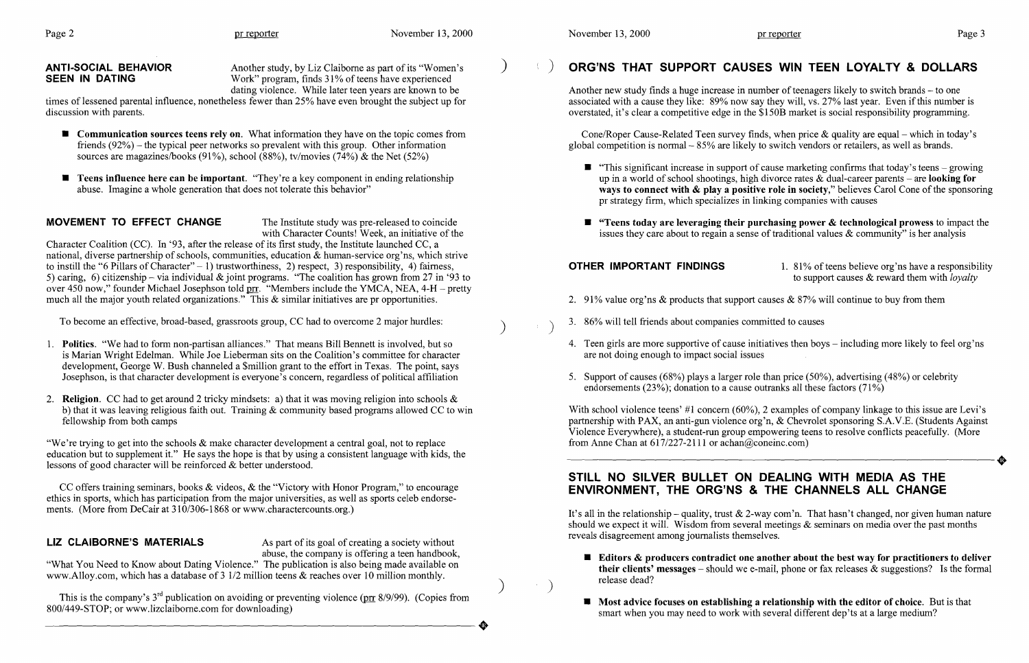**ANTI-SOCIAL BEHAVIOR SEEN IN DATING**

Another study, by Liz Claiborne as part of its "Women's Work" program, finds 31% of teens have experienced dating violence. While later teen years are known to be times of lessened parental influence, nonetheless fewer than 25% have even brought the subject up for discussion with parents.

- **Communication sources teens rely on**. What information they have on the topic comes from friends (92%) – the typical peer networks so prevalent with this group. Other information sources are magazines/books (91%), school (88%), tv/movies (74%) & the Net (52%)
- **Teens influence here can be important**. "They're a key component in ending relationship abuse. Imagine a whole generation that does not tolerate this behavior"

**MOVEMENT TO EFFECT CHANGE**

The Institute study was pre-released to coincide with Character Counts! Week, an initiative of the Character Coalition (CC). In '93, after the release of its first study, the Institute launched CC, a national, diverse partnership of schools, communities, education & human-service org'ns, which strive to instill the "6 Pillars of Character" – 1) trustworthiness, 2) respect, 3) responsibility, 4) fairness, 5) caring, 6) citizenship – via individual & joint programs. "The coalition has grown from 27 in '93 to over 450 now," founder Michael Josephson told prr. "Members include the YMCA, NEA, 4-H – pretty much all the major youth related organizations." This & similar initiatives are pr opportunities.

To become an effective, broad-based, grassroots group, CC had to overcome 2 major hurdles:

1. **Politics**. "We had to form non-partisan alliances." That means Bill Bennett is involved, but so is Marian Wright Edelman. While Joe Lieberman sits on the Coalition's committee for character development, George W. Bush channeled a $million grant to the effort in Texas. The point, says Josephson, is that character development is everyone's concern, regardless of political affiliation
2. **Religion**. CC had to get around 2 tricky mindsets: a) that it was moving religion into schools & b) that it was leaving religious faith out. Training & community based programs allowed CC to win fellowship from both camps

"We're trying to get into the schools & make character development a central goal, not to replace education but to supplement it." He says the hope is that by using a consistent language with kids, the lessons of good character will be reinforced & better understood.

CC offers training seminars, books & videos, & the "Victory with Honor Program," to encourage ethics in sports, which has participation from the major universities, as well as sports celeb endorsements. (More from DeCair at 310/306-1868 or www.charactercounts.org.)

**LIZ CLAIBORNE'S MATERIALS**

As part of its goal of creating a society without abuse, the company is offering a teen handbook, "What You Need to Know about Dating Violence." The publication is also being made available on www.Alloy.com, which has a database of 3 1/2 million teens & reaches over 10 million monthly.

This is the company's 3rd publication on avoiding or preventing violence (prr 8/9/99). (Copies from 800/449-STOP; or www.lizclaiborne.com for downloading)

## ORG'NS THAT SUPPORT CAUSES WIN TEEN LOYALTY & DOLLARS

Another new study finds a huge increase in number of teenagers likely to switch brands – to one associated with a cause they like: 89% now say they will, vs. 27% last year. Even if this number is overstated, it's clear a competitive edge in the $150B market is social responsibility programming.

Cone/Roper Cause-Related Teen survey finds, when price & quality are equal – which in today's global competition is normal – 85% are likely to switch vendors or retailers, as well as brands.

- "This significant increase in support of cause marketing confirms that today's teens – growing up in a world of school shootings, high divorce rates & dual-career parents – are **looking for ways to connect with & play a positive role in society**," believes Carol Cone of the sponsoring pr strategy firm, which specializes in linking companies with causes
- **"Teens today are leveraging their purchasing power & technological prowess** to impact the issues they care about to regain a sense of traditional values & community" is her analysis

**OTHER IMPORTANT FINDINGS**

1. 81% of teens believe org'ns have a responsibility to support causes & reward them with *loyalty*
2. 91% value org'ns & products that support causes & 87% will continue to buy from them
3. 86% will tell friends about companies committed to causes
4. Teen girls are more supportive of cause initiatives then boys – including more likely to feel org'ns are not doing enough to impact social issues
5. Support of causes (68%) plays a larger role than price (50%), advertising (48%) or celebrity endorsements (23%); donation to a cause outranks all these factors (71%)

With school violence teens' #1 concern (60%), 2 examples of company linkage to this issue are Levi's partnership with PAX, an anti-gun violence org'n, & Chevrolet sponsoring S.A.V.E. (Students Against Violence Everywhere), a student-run group empowering teens to resolve conflicts peacefully. (More from Anne Chan at 617/227-2111 or achan@coneinc.com)

## STILL NO SILVER BULLET ON DEALING WITH MEDIA AS THE ENVIRONMENT, THE ORG'NS & THE CHANNELS ALL CHANGE

It's all in the relationship – quality, trust & 2-way com'n. That hasn't changed, nor given human nature should we expect it will. Wisdom from several meetings & seminars on media over the past months reveals disagreement among journalists themselves.

- **Editors & producers contradict one another about the best way for practitioners to deliver their clients' messages** – should we e-mail, phone or fax releases & suggestions? Is the formal release dead?
- **Most advice focuses on establishing a relationship with the editor of choice**. But is that smart when you may need to work with several different dep'ts at a large medium?